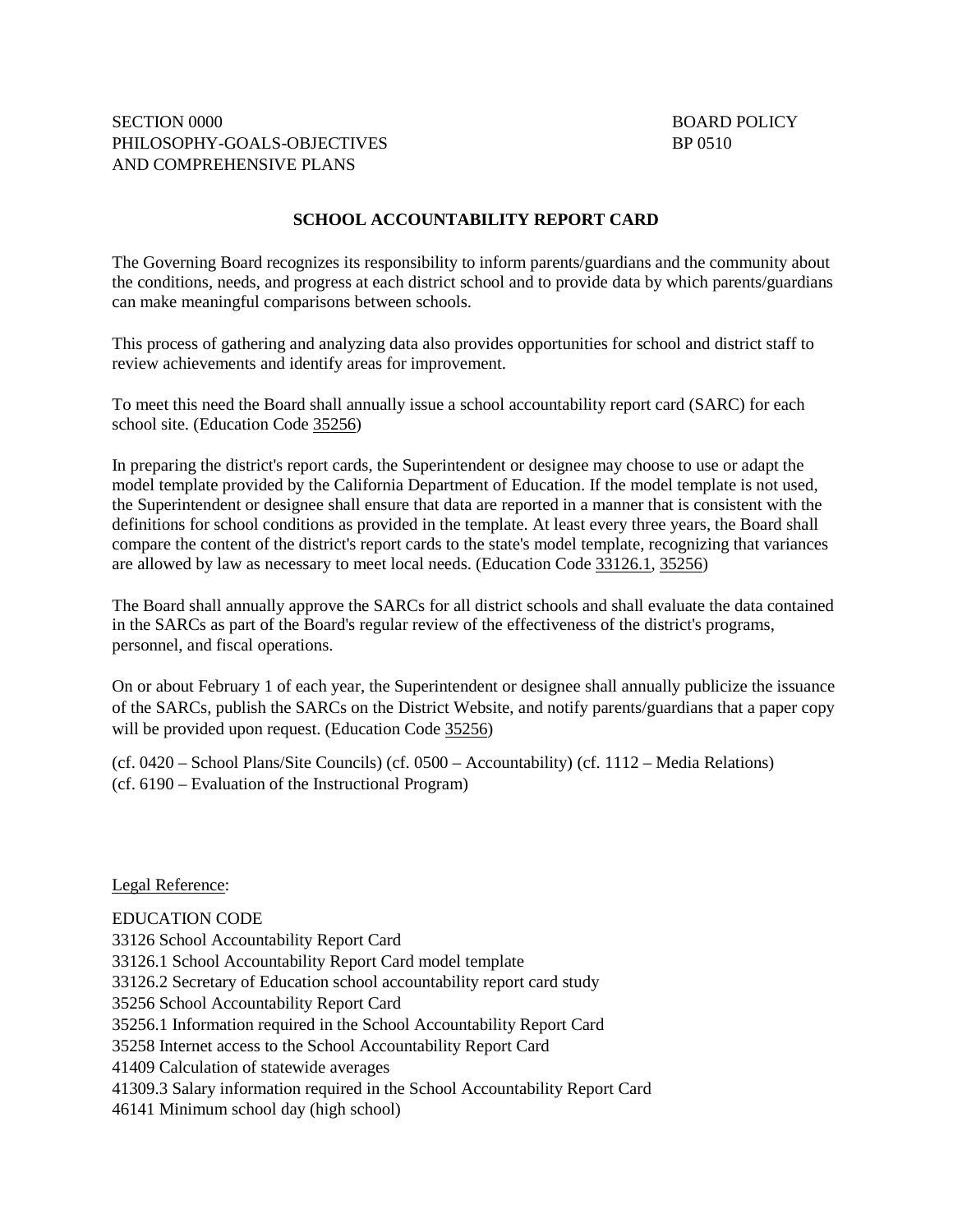SECTION 0000
PHILOSOPHY-GOALS-OBJECTIVES
AND COMPREHENSIVE PLANS

BOARD POLICY
BP 0510

## SCHOOL ACCOUNTABILITY REPORT CARD

The Governing Board recognizes its responsibility to inform parents/guardians and the community about the conditions, needs, and progress at each district school and to provide data by which parents/guardians can make meaningful comparisons between schools.

This process of gathering and analyzing data also provides opportunities for school and district staff to review achievements and identify areas for improvement.

To meet this need the Board shall annually issue a school accountability report card (SARC) for each school site. (Education Code 35256)

In preparing the district's report cards, the Superintendent or designee may choose to use or adapt the model template provided by the California Department of Education. If the model template is not used, the Superintendent or designee shall ensure that data are reported in a manner that is consistent with the definitions for school conditions as provided in the template. At least every three years, the Board shall compare the content of the district's report cards to the state's model template, recognizing that variances are allowed by law as necessary to meet local needs. (Education Code 33126.1, 35256)

The Board shall annually approve the SARCs for all district schools and shall evaluate the data contained in the SARCs as part of the Board's regular review of the effectiveness of the district's programs, personnel, and fiscal operations.

On or about February 1 of each year, the Superintendent or designee shall annually publicize the issuance of the SARCs, publish the SARCs on the District Website, and notify parents/guardians that a paper copy will be provided upon request. (Education Code 35256)

(cf. 0420 – School Plans/Site Councils) (cf. 0500 – Accountability) (cf. 1112 – Media Relations)
(cf. 6190 – Evaluation of the Instructional Program)

Legal Reference:

EDUCATION CODE
33126 School Accountability Report Card
33126.1 School Accountability Report Card model template
33126.2 Secretary of Education school accountability report card study
35256 School Accountability Report Card
35256.1 Information required in the School Accountability Report Card
35258 Internet access to the School Accountability Report Card
41409 Calculation of statewide averages
41309.3 Salary information required in the School Accountability Report Card
46141 Minimum school day (high school)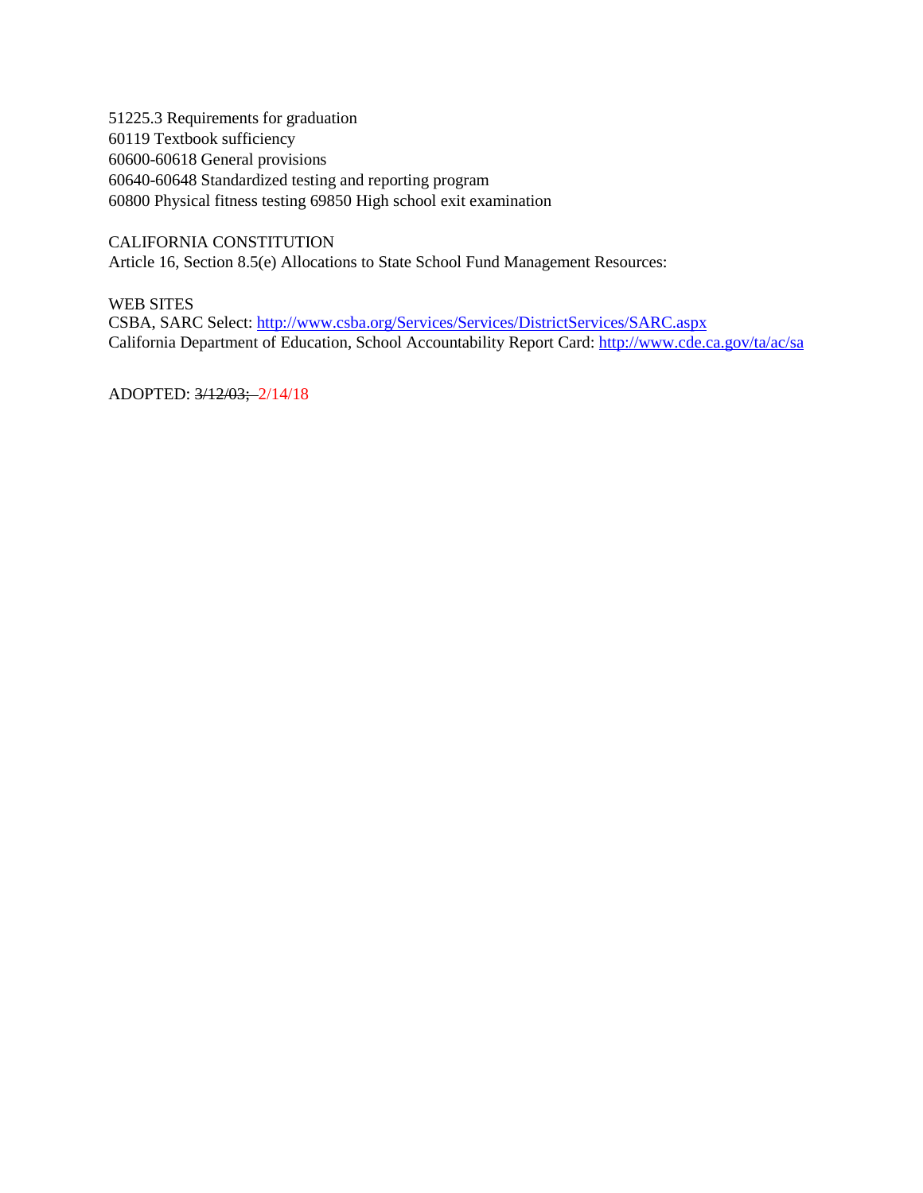51225.3 Requirements for graduation
60119 Textbook sufficiency
60600-60618 General provisions
60640-60648 Standardized testing and reporting program
60800 Physical fitness testing 69850 High school exit examination

CALIFORNIA CONSTITUTION
Article 16, Section 8.5(e) Allocations to State School Fund Management Resources:

WEB SITES
CSBA, SARC Select: http://www.csba.org/Services/Services/DistrictServices/SARC.aspx
California Department of Education, School Accountability Report Card: http://www.cde.ca.gov/ta/ac/sa

ADOPTED: ~~3/12/03;~~ 2/14/18